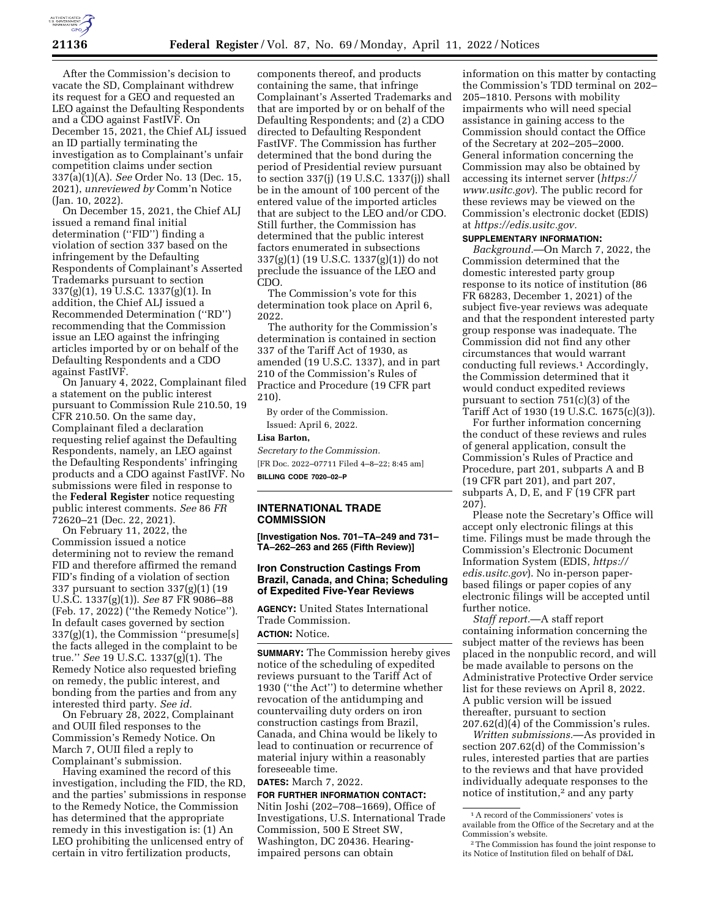After the Commission's decision to vacate the SD, Complainant withdrew its request for a GEO and requested an LEO against the Defaulting Respondents and a CDO against FastIVF. On December 15, 2021, the Chief ALJ issued an ID partially terminating the investigation as to Complainant's unfair competition claims under section 337(a)(1)(A). *See* Order No. 13 (Dec. 15, 2021), *unreviewed by* Comm'n Notice (Jan. 10, 2022).

On December 15, 2021, the Chief ALJ issued a remand final initial determination (''FID'') finding a violation of section 337 based on the infringement by the Defaulting Respondents of Complainant's Asserted Trademarks pursuant to section 337(g)(1), 19 U.S.C. 1337(g)(1). In addition, the Chief ALJ issued a Recommended Determination (''RD'') recommending that the Commission issue an LEO against the infringing articles imported by or on behalf of the Defaulting Respondents and a CDO against FastIVF.

On January 4, 2022, Complainant filed a statement on the public interest pursuant to Commission Rule 210.50, 19 CFR 210.50. On the same day, Complainant filed a declaration requesting relief against the Defaulting Respondents, namely, an LEO against the Defaulting Respondents' infringing products and a CDO against FastIVF. No submissions were filed in response to the **Federal Register** notice requesting public interest comments. *See* 86 *FR* 72620–21 (Dec. 22, 2021).

On February 11, 2022, the Commission issued a notice determining not to review the remand FID and therefore affirmed the remand FID's finding of a violation of section 337 pursuant to section 337(g)(1) (19 U.S.C. 1337(g)(1)). *See* 87 FR 9086–88 (Feb. 17, 2022) (''the Remedy Notice''). In default cases governed by section 337(g)(1), the Commission ''presume[s] the facts alleged in the complaint to be true.'' *See* 19 U.S.C. 1337(g)(1). The Remedy Notice also requested briefing on remedy, the public interest, and bonding from the parties and from any interested third party. *See id.*

On February 28, 2022, Complainant and OUII filed responses to the Commission's Remedy Notice. On March 7, OUII filed a reply to Complainant's submission.

Having examined the record of this investigation, including the FID, the RD, and the parties' submissions in response to the Remedy Notice, the Commission has determined that the appropriate remedy in this investigation is: (1) An LEO prohibiting the unlicensed entry of certain in vitro fertilization products, components thereof, and products containing the same, that infringe Complainant's Asserted Trademarks and that are imported by or on behalf of the Defaulting Respondents; and (2) a CDO directed to Defaulting Respondent FastIVF. The Commission has further determined that the bond during the period of Presidential review pursuant to section 337(j) (19 U.S.C. 1337(j)) shall be in the amount of 100 percent of the entered value of the imported articles that are subject to the LEO and/or CDO. Still further, the Commission has determined that the public interest factors enumerated in subsections 337(g)(1) (19 U.S.C. 1337(g)(1)) do not preclude the issuance of the LEO and CDO.

The Commission's vote for this determination took place on April 6, 2022.

The authority for the Commission's determination is contained in section 337 of the Tariff Act of 1930, as amended (19 U.S.C. 1337), and in part 210 of the Commission's Rules of Practice and Procedure (19 CFR part 210).

By order of the Commission.

Issued: April 6, 2022.

**Lisa Barton,**

*Secretary to the Commission.*

[FR Doc. 2022–07711 Filed 4–8–22; 8:45 am]

**BILLING CODE 7020–02–P**

## INTERNATIONAL TRADE COMMISSION

**[Investigation Nos. 701–TA–249 and 731–TA–262–263 and 265 (Fifth Review)]**

### Iron Construction Castings From Brazil, Canada, and China; Scheduling of Expedited Five-Year Reviews

**AGENCY:** United States International Trade Commission.

**ACTION:** Notice.

**SUMMARY:** The Commission hereby gives notice of the scheduling of expedited reviews pursuant to the Tariff Act of 1930 (''the Act'') to determine whether revocation of the antidumping and countervailing duty orders on iron construction castings from Brazil, Canada, and China would be likely to lead to continuation or recurrence of material injury within a reasonably foreseeable time.

**DATES:** March 7, 2022.

**FOR FURTHER INFORMATION CONTACT:** Nitin Joshi (202–708–1669), Office of Investigations, U.S. International Trade Commission, 500 E Street SW, Washington, DC 20436. Hearing-impaired persons can obtain information on this matter by contacting the Commission's TDD terminal on 202–205–1810. Persons with mobility impairments who will need special assistance in gaining access to the Commission should contact the Office of the Secretary at 202–205–2000. General information concerning the Commission may also be obtained by accessing its internet server (*https://www.usitc.gov*). The public record for these reviews may be viewed on the Commission's electronic docket (EDIS) at *https://edis.usitc.gov.*

**SUPPLEMENTARY INFORMATION:**

*Background.*—On March 7, 2022, the Commission determined that the domestic interested party group response to its notice of institution (86 FR 68283, December 1, 2021) of the subject five-year reviews was adequate and that the respondent interested party group response was inadequate. The Commission did not find any other circumstances that would warrant conducting full reviews.[1] Accordingly, the Commission determined that it would conduct expedited reviews pursuant to section 751(c)(3) of the Tariff Act of 1930 (19 U.S.C. 1675(c)(3)).

For further information concerning the conduct of these reviews and rules of general application, consult the Commission's Rules of Practice and Procedure, part 201, subparts A and B (19 CFR part 201), and part 207, subparts A, D, E, and F (19 CFR part 207).

Please note the Secretary's Office will accept only electronic filings at this time. Filings must be made through the Commission's Electronic Document Information System (EDIS, *https://edis.usitc.gov*). No in-person paper-based filings or paper copies of any electronic filings will be accepted until further notice.

*Staff report.*—A staff report containing information concerning the subject matter of the reviews has been placed in the nonpublic record, and will be made available to persons on the Administrative Protective Order service list for these reviews on April 8, 2022. A public version will be issued thereafter, pursuant to section 207.62(d)(4) of the Commission's rules.

*Written submissions.*—As provided in section 207.62(d) of the Commission's rules, interested parties that are parties to the reviews and that have provided individually adequate responses to the notice of institution,[2] and any party

[1] A record of the Commissioners' votes is available from the Office of the Secretary and at the Commission's website.

[2] The Commission has found the joint response to its Notice of Institution filed on behalf of D&L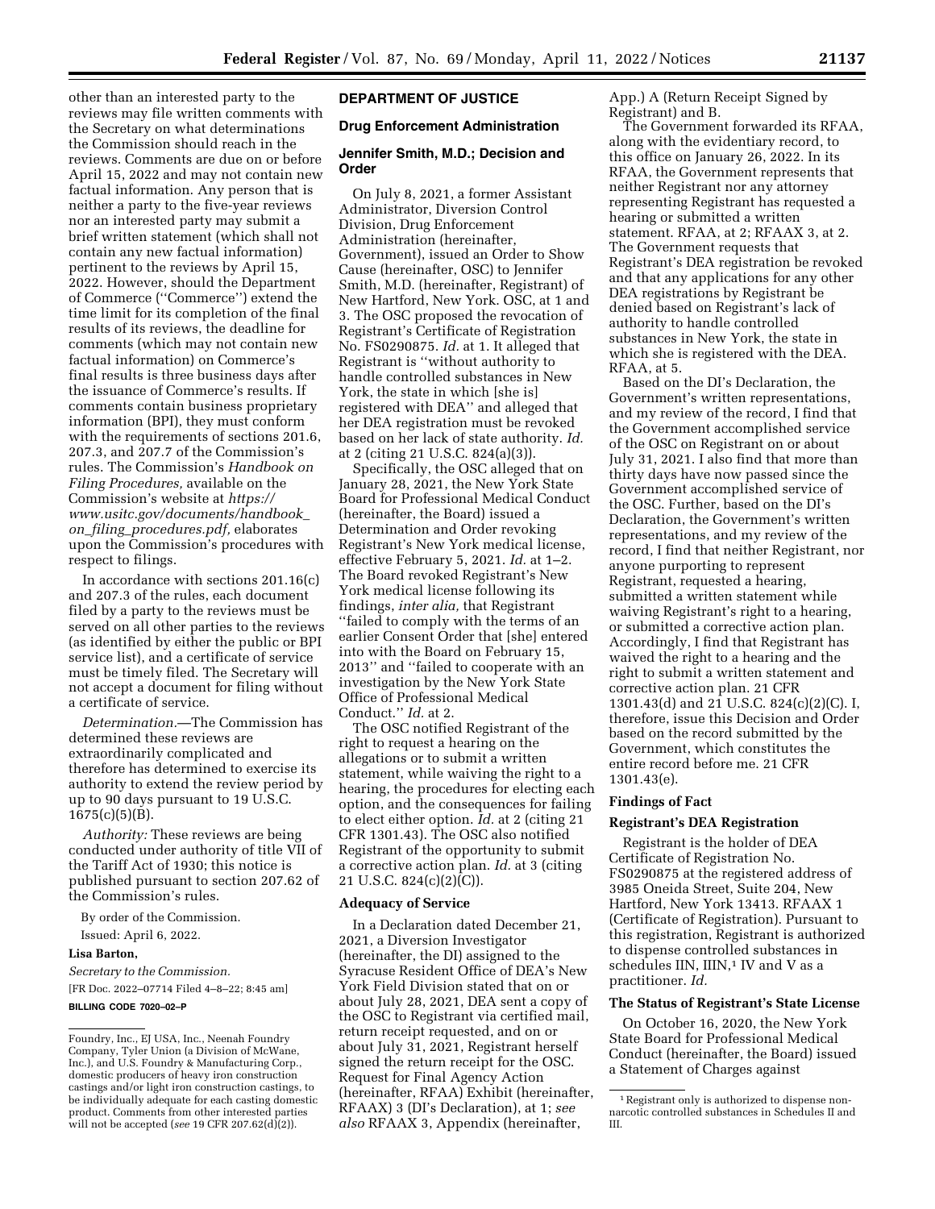other than an interested party to the reviews may file written comments with the Secretary on what determinations the Commission should reach in the reviews. Comments are due on or before April 15, 2022 and may not contain new factual information. Any person that is neither a party to the five-year reviews nor an interested party may submit a brief written statement (which shall not contain any new factual information) pertinent to the reviews by April 15, 2022. However, should the Department of Commerce (''Commerce'') extend the time limit for its completion of the final results of its reviews, the deadline for comments (which may not contain new factual information) on Commerce's final results is three business days after the issuance of Commerce's results. If comments contain business proprietary information (BPI), they must conform with the requirements of sections 201.6, 207.3, and 207.7 of the Commission's rules. The Commission's *Handbook on Filing Procedures,* available on the Commission's website at *https://www.usitc.gov/documents/handbook_on_filing_procedures.pdf,* elaborates upon the Commission's procedures with respect to filings.

In accordance with sections 201.16(c) and 207.3 of the rules, each document filed by a party to the reviews must be served on all other parties to the reviews (as identified by either the public or BPI service list), and a certificate of service must be timely filed. The Secretary will not accept a document for filing without a certificate of service.

*Determination.*—The Commission has determined these reviews are extraordinarily complicated and therefore has determined to exercise its authority to extend the review period by up to 90 days pursuant to 19 U.S.C. 1675(c)(5)(B).

*Authority:* These reviews are being conducted under authority of title VII of the Tariff Act of 1930; this notice is published pursuant to section 207.62 of the Commission's rules.

By order of the Commission.

Issued: April 6, 2022.

**Lisa Barton,**

*Secretary to the Commission.*

[FR Doc. 2022–07714 Filed 4–8–22; 8:45 am]

**BILLING CODE 7020–02–P**

Foundry, Inc., EJ USA, Inc., Neenah Foundry Company, Tyler Union (a Division of McWane, Inc.), and U.S. Foundry & Manufacturing Corp., domestic producers of heavy iron construction castings and/or light iron construction castings, to be individually adequate for each casting domestic product. Comments from other interested parties will not be accepted (*see* 19 CFR 207.62(d)(2)).

## DEPARTMENT OF JUSTICE

### Drug Enforcement Administration

### Jennifer Smith, M.D.; Decision and Order

On July 8, 2021, a former Assistant Administrator, Diversion Control Division, Drug Enforcement Administration (hereinafter, Government), issued an Order to Show Cause (hereinafter, OSC) to Jennifer Smith, M.D. (hereinafter, Registrant) of New Hartford, New York. OSC, at 1 and 3. The OSC proposed the revocation of Registrant's Certificate of Registration No. FS0290875. *Id.* at 1. It alleged that Registrant is ''without authority to handle controlled substances in New York, the state in which [she is] registered with DEA'' and alleged that her DEA registration must be revoked based on her lack of state authority. *Id.* at 2 (citing 21 U.S.C. 824(a)(3)).

Specifically, the OSC alleged that on January 28, 2021, the New York State Board for Professional Medical Conduct (hereinafter, the Board) issued a Determination and Order revoking Registrant's New York medical license, effective February 5, 2021. *Id.* at 1–2. The Board revoked Registrant's New York medical license following its findings, *inter alia,* that Registrant ''failed to comply with the terms of an earlier Consent Order that [she] entered into with the Board on February 15, 2013'' and ''failed to cooperate with an investigation by the New York State Office of Professional Medical Conduct.'' *Id.* at 2.

The OSC notified Registrant of the right to request a hearing on the allegations or to submit a written statement, while waiving the right to a hearing, the procedures for electing each option, and the consequences for failing to elect either option. *Id.* at 2 (citing 21 CFR 1301.43). The OSC also notified Registrant of the opportunity to submit a corrective action plan. *Id.* at 3 (citing 21 U.S.C. 824(c)(2)(C)).

#### Adequacy of Service

In a Declaration dated December 21, 2021, a Diversion Investigator (hereinafter, the DI) assigned to the Syracuse Resident Office of DEA's New York Field Division stated that on or about July 28, 2021, DEA sent a copy of the OSC to Registrant via certified mail, return receipt requested, and on or about July 31, 2021, Registrant herself signed the return receipt for the OSC. Request for Final Agency Action (hereinafter, RFAA) Exhibit (hereinafter, RFAAX) 3 (DI's Declaration), at 1; *see also* RFAAX 3, Appendix (hereinafter, App.) A (Return Receipt Signed by Registrant) and B.

The Government forwarded its RFAA, along with the evidentiary record, to this office on January 26, 2022. In its RFAA, the Government represents that neither Registrant nor any attorney representing Registrant has requested a hearing or submitted a written statement. RFAA, at 2; RFAAX 3, at 2. The Government requests that Registrant's DEA registration be revoked and that any applications for any other DEA registrations by Registrant be denied based on Registrant's lack of authority to handle controlled substances in New York, the state in which she is registered with the DEA. RFAA, at 5.

Based on the DI's Declaration, the Government's written representations, and my review of the record, I find that the Government accomplished service of the OSC on Registrant on or about July 31, 2021. I also find that more than thirty days have now passed since the Government accomplished service of the OSC. Further, based on the DI's Declaration, the Government's written representations, and my review of the record, I find that neither Registrant, nor anyone purporting to represent Registrant, requested a hearing, submitted a written statement while waiving Registrant's right to a hearing, or submitted a corrective action plan. Accordingly, I find that Registrant has waived the right to a hearing and the right to submit a written statement and corrective action plan. 21 CFR 1301.43(d) and 21 U.S.C. 824(c)(2)(C). I, therefore, issue this Decision and Order based on the record submitted by the Government, which constitutes the entire record before me. 21 CFR 1301.43(e).

#### Findings of Fact

#### Registrant's DEA Registration

Registrant is the holder of DEA Certificate of Registration No. FS0290875 at the registered address of 3985 Oneida Street, Suite 204, New Hartford, New York 13413. RFAAX 1 (Certificate of Registration). Pursuant to this registration, Registrant is authorized to dispense controlled substances in schedules IIN, IIIN,[1] IV and V as a practitioner. *Id.*

#### The Status of Registrant's State License

On October 16, 2020, the New York State Board for Professional Medical Conduct (hereinafter, the Board) issued a Statement of Charges against

[1] Registrant only is authorized to dispense non-narcotic controlled substances in Schedules II and III.